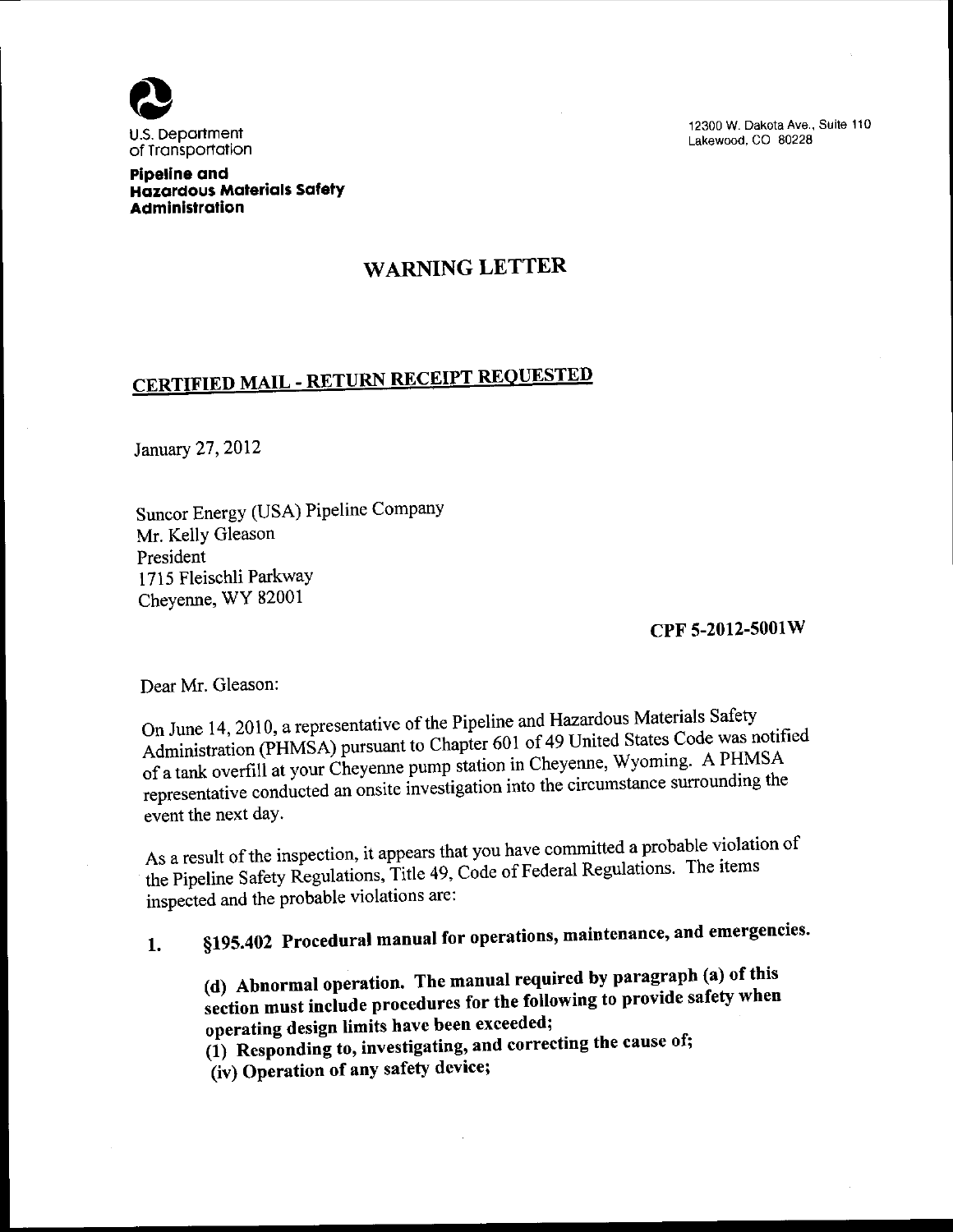U.S. Department of Transportation

**Pipeline and Hazardous Materials Safety Administration**

12300 W. Dakota Ave., Suite 110
Lakewood, CO 80228

# WARNING LETTER

## CERTIFIED MAIL - RETURN RECEIPT REQUESTED

January 27, 2012

Suncor Energy (USA) Pipeline Company
Mr. Kelly Gleason
President
1715 Fleischli Parkway
Cheyenne, WY 82001

**CPF 5-2012-5001W**

Dear Mr. Gleason:

On June 14, 2010, a representative of the Pipeline and Hazardous Materials Safety Administration (PHMSA) pursuant to Chapter 601 of 49 United States Code was notified of a tank overfill at your Cheyenne pump station in Cheyenne, Wyoming. A PHMSA representative conducted an onsite investigation into the circumstance surrounding the event the next day.

As a result of the inspection, it appears that you have committed a probable violation of the Pipeline Safety Regulations, Title 49, Code of Federal Regulations. The items inspected and the probable violations are:

1. **§195.402 Procedural manual for operations, maintenance, and emergencies.**

   **(d) Abnormal operation. The manual required by paragraph (a) of this section must include procedures for the following to provide safety when operating design limits have been exceeded;**
   **(1) Responding to, investigating, and correcting the cause of;**
   **(iv) Operation of any safety device;**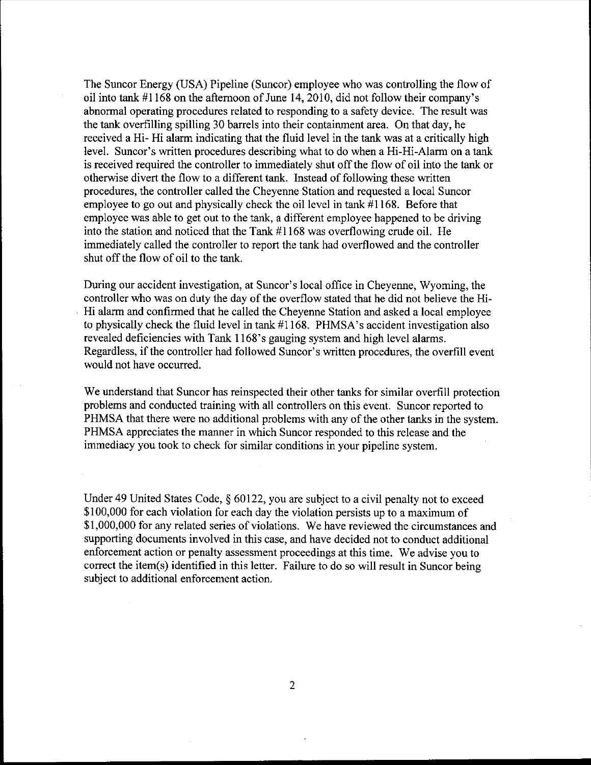The Suncor Energy (USA) Pipeline (Suncor) employee who was controlling the flow of oil into tank #1168 on the afternoon of June 14, 2010, did not follow their company's abnormal operating procedures related to responding to a safety device. The result was the tank overfilling spilling 30 barrels into their containment area. On that day, he received a Hi- Hi alarm indicating that the fluid level in the tank was at a critically high level. Suncor's written procedures describing what to do when a Hi-Hi-Alarm on a tank is received required the controller to immediately shut off the flow of oil into the tank or otherwise divert the flow to a different tank. Instead of following these written procedures, the controller called the Cheyenne Station and requested a local Suncor employee to go out and physically check the oil level in tank #1168. Before that employee was able to get out to the tank, a different employee happened to be driving into the station and noticed that the Tank #1168 was overflowing crude oil. He immediately called the controller to report the tank had overflowed and the controller shut off the flow of oil to the tank.

During our accident investigation, at Suncor's local office in Cheyenne, Wyoming, the controller who was on duty the day of the overflow stated that he did not believe the Hi-Hi alarm and confirmed that he called the Cheyenne Station and asked a local employee to physically check the fluid level in tank #1168. PHMSA's accident investigation also revealed deficiencies with Tank 1168's gauging system and high level alarms. Regardless, if the controller had followed Suncor's written procedures, the overfill event would not have occurred.

We understand that Suncor has reinspected their other tanks for similar overfill protection problems and conducted training with all controllers on this event. Suncor reported to PHMSA that there were no additional problems with any of the other tanks in the system. PHMSA appreciates the manner in which Suncor responded to this release and the immediacy you took to check for similar conditions in your pipeline system.

Under 49 United States Code, § 60122, you are subject to a civil penalty not to exceed $100,000 for each violation for each day the violation persists up to a maximum of $1,000,000 for any related series of violations. We have reviewed the circumstances and supporting documents involved in this case, and have decided not to conduct additional enforcement action or penalty assessment proceedings at this time. We advise you to correct the item(s) identified in this letter. Failure to do so will result in Suncor being subject to additional enforcement action.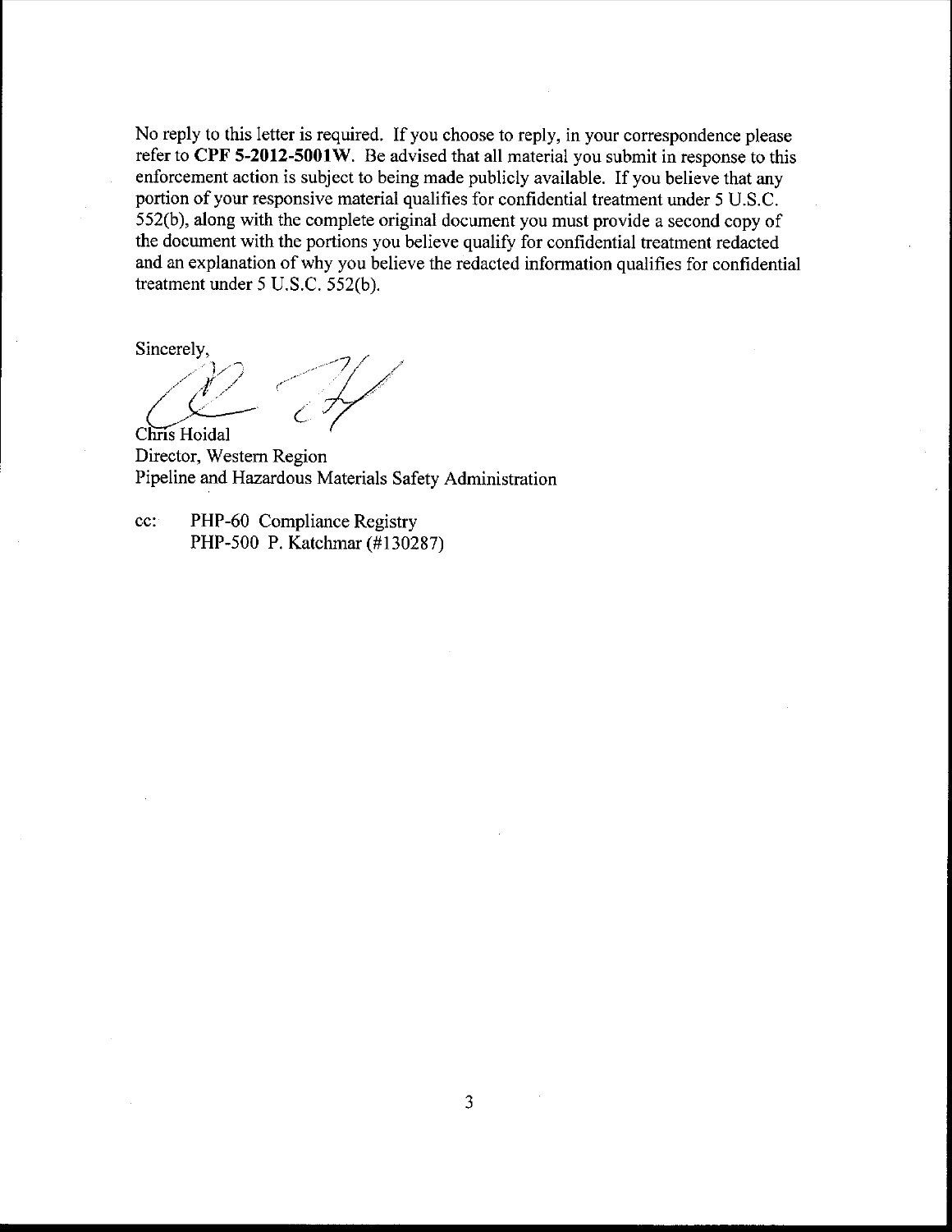No reply to this letter is required. If you choose to reply, in your correspondence please refer to **CPF 5-2012-5001W**. Be advised that all material you submit in response to this enforcement action is subject to being made publicly available. If you believe that any portion of your responsive material qualifies for confidential treatment under 5 U.S.C. 552(b), along with the complete original document you must provide a second copy of the document with the portions you believe qualify for confidential treatment redacted and an explanation of why you believe the redacted information qualifies for confidential treatment under 5 U.S.C. 552(b).

Sincerely,

Chris Hoidal
Director, Western Region
Pipeline and Hazardous Materials Safety Administration

cc: PHP-60 Compliance Registry
PHP-500 P. Katchmar (#130287)